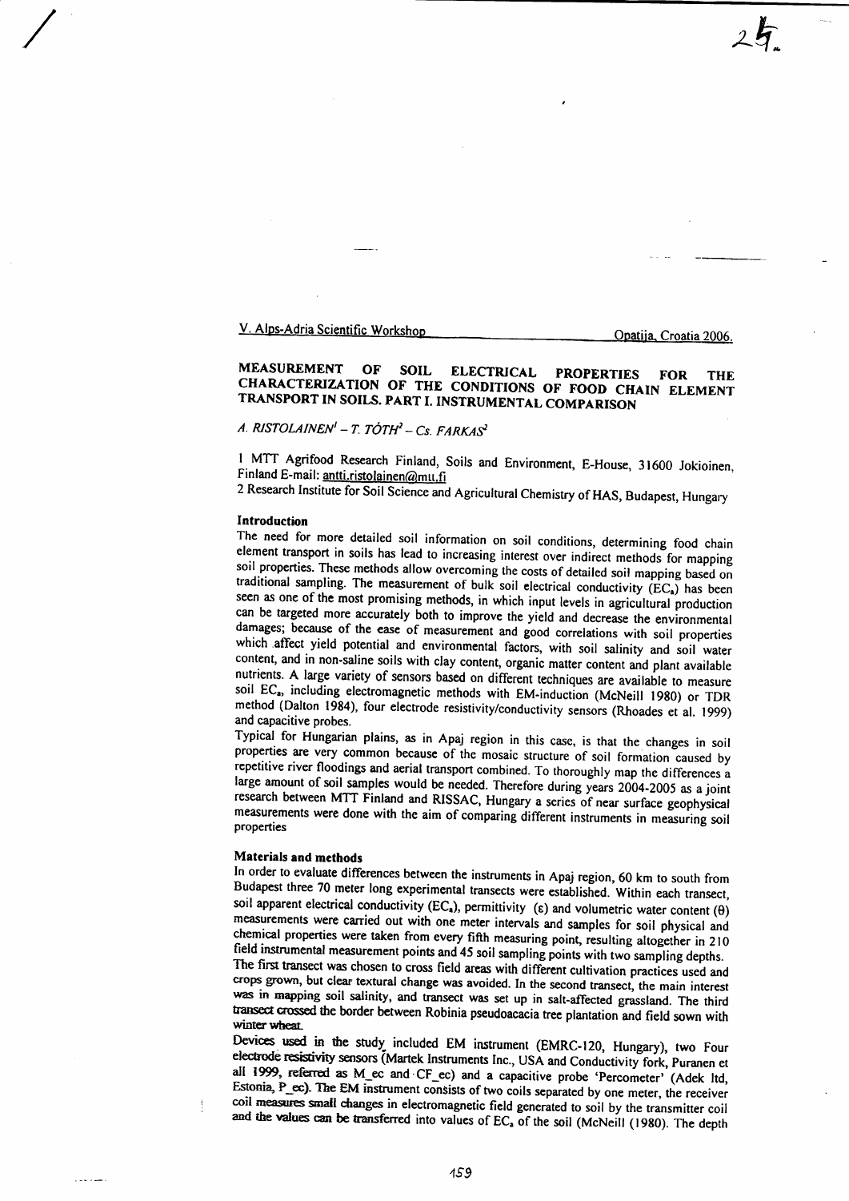V. Alps-Adria Scientific Workshop Opatija, Croatia 2006.

# MEASUREMENT OF SOIL ELECTRICAL PROPERTIES FOR THE CHARACTERIZATION OF THE CONDITIONS OF FOOD CHAIN ELEMENT TRANSPORT IN SOILS. PART I. INSTRUMENTAL COMPARISON

*A. RISTOLAINEN[1] – T. TÓTH[2] – Cs. FARKAS[2]*

1 MTT Agrifood Research Finland, Soils and Environment, E-House, 31600 Jokioinen, Finland E-mail: antti.ristolainen@mtt.fi

2 Research Institute for Soil Science and Agricultural Chemistry of HAS, Budapest, Hungary

## Introduction

The need for more detailed soil information on soil conditions, determining food chain element transport in soils has lead to increasing interest over indirect methods for mapping soil properties. These methods allow overcoming the costs of detailed soil mapping based on traditional sampling. The measurement of bulk soil electrical conductivity ($EC_a$) has been seen as one of the most promising methods, in which input levels in agricultural production can be targeted more accurately both to improve the yield and decrease the environmental damages; because of the ease of measurement and good correlations with soil properties which affect yield potential and environmental factors, with soil salinity and soil water content, and in non-saline soils with clay content, organic matter content and plant available nutrients. A large variety of sensors based on different techniques are available to measure soil $EC_a$, including electromagnetic methods with EM-induction (McNeill 1980) or TDR method (Dalton 1984), four electrode resistivity/conductivity sensors (Rhoades et al. 1999) and capacitive probes.

Typical for Hungarian plains, as in Apaj region in this case, is that the changes in soil properties are very common because of the mosaic structure of soil formation caused by repetitive river floodings and aerial transport combined. To thoroughly map the differences a large amount of soil samples would be needed. Therefore during years 2004-2005 as a joint research between MTT Finland and RISSAC, Hungary a series of near surface geophysical measurements were done with the aim of comparing different instruments in measuring soil properties

## Materials and methods

In order to evaluate differences between the instruments in Apaj region, 60 km to south from Budapest three 70 meter long experimental transects were established. Within each transect, soil apparent electrical conductivity ($EC_a$), permittivity ($\varepsilon$) and volumetric water content ($\theta$) measurements were carried out with one meter intervals and samples for soil physical and chemical properties were taken from every fifth measuring point, resulting altogether in 210 field instrumental measurement points and 45 soil sampling points with two sampling depths.

The first transect was chosen to cross field areas with different cultivation practices used and crops grown, but clear textural change was avoided. In the second transect, the main interest was in mapping soil salinity, and transect was set up in salt-affected grassland. The third transect crossed the border between Robinia pseudoacacia tree plantation and field sown with winter wheat.

Devices used in the study included EM instrument (EMRC-120, Hungary), two Four electrode resistivity sensors (Martek Instruments Inc., USA and Conductivity fork, Puranen et all 1999, referred as M_ec and CF_ec) and a capacitive probe 'Percometer' (Adek ltd, Estonia, P_ec). The EM instrument consists of two coils separated by one meter, the receiver coil measures small changes in electromagnetic field generated to soil by the transmitter coil and the values can be transferred into values of $EC_a$ of the soil (McNeill (1980). The depth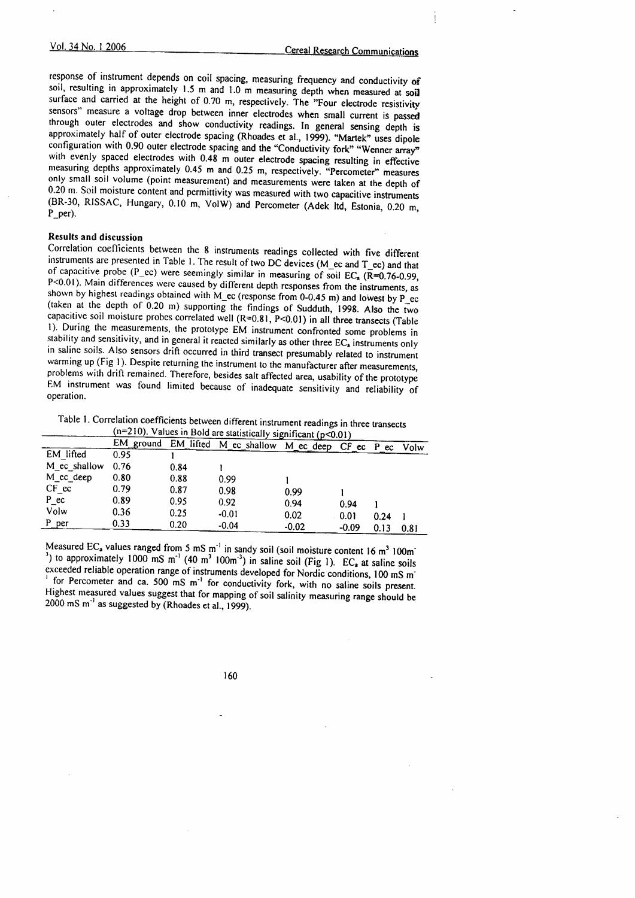response of instrument depends on coil spacing, measuring frequency and conductivity of soil, resulting in approximately 1.5 m and 1.0 m measuring depth when measured at soil surface and carried at the height of 0.70 m, respectively. The "Four electrode resistivity sensors" measure a voltage drop between inner electrodes when small current is passed through outer electrodes and show conductivity readings. In general sensing depth is approximately half of outer electrode spacing (Rhoades et al., 1999). "Martek" uses dipole configuration with 0.90 outer electrode spacing and the "Conductivity fork" "Wenner array" with evenly spaced electrodes with 0.48 m outer electrode spacing resulting in effective measuring depths approximately 0.45 m and 0.25 m, respectively. "Percometer" measures only small soil volume (point measurement) and measurements were taken at the depth of 0.20 m. Soil moisture content and permittivity was measured with two capacitive instruments (BR-30, RISSAC, Hungary, 0.10 m, VolW) and Percometer (Adek ltd, Estonia, 0.20 m, P_per).

## Results and discussion

Correlation coefficients between the 8 instruments readings collected with five different instruments are presented in Table 1. The result of two DC devices (M_ec and T_ec) and that of capacitive probe (P_ec) were seemingly similar in measuring of soil $EC_a$ ($R$=0.76-0.99, $P$<0.01). Main differences were caused by different depth responses from the instruments, as shown by highest readings obtained with M_ec (response from 0-0.45 m) and lowest by P_ec (taken at the depth of 0.20 m) supporting the findings of Sudduth, 1998. Also the two capacitive soil moisture probes correlated well ($R$=0.81, $P$<0.01) in all three transects (Table 1). During the measurements, the prototype EM instrument confronted some problems in stability and sensitivity, and in general it reacted similarly as other three $EC_a$ instruments only in saline soils. Also sensors drift occurred in third transect presumably related to instrument warming up (Fig 1). Despite returning the instrument to the manufacturer after measurements, problems with drift remained. Therefore, besides salt affected area, usability of the prototype EM instrument was found limited because of inadequate sensitivity and reliability of operation.

Table 1. Correlation coefficients between different instrument readings in three transects ($n$=210). Values in Bold are statistically significant ($p$<0.01)

| | EM_ground | EM_lifted | M_ec_shallow | M_ec_deep | CF_ec | P_ec | Volw |
|---|---|---|---|---|---|---|---|
| EM_lifted | 0.95 | 1 | | | | | |
| M_ec_shallow | 0.76 | 0.84 | 1 | | | | |
| M_ec_deep | 0.80 | 0.88 | 0.99 | 1 | | | |
| CF_ec | 0.79 | 0.87 | 0.98 | 0.99 | 1 | | |
| P_ec | 0.89 | 0.95 | 0.92 | 0.94 | 0.94 | 1 | |
| Volw | 0.36 | 0.25 | -0.01 | 0.02 | 0.01 | 0.24 | 1 |
| P_per | 0.33 | 0.20 | -0.04 | -0.02 | -0.09 | 0.13 | 0.81 |

Measured $EC_a$ values ranged from 5 mS $m^{-1}$ in sandy soil (soil moisture content 16 $m^3$ $100m^{-3}$) to approximately 1000 mS $m^{-1}$ (40 $m^3$ $100m^{-3}$) in saline soil (Fig 1). $EC_a$ at saline soils exceeded reliable operation range of instruments developed for Nordic conditions, 100 mS $m^{-1}$ for Percometer and ca. 500 mS $m^{-1}$ for conductivity fork, with no saline soils present. Highest measured values suggest that for mapping of soil salinity measuring range should be 2000 mS $m^{-1}$ as suggested by (Rhoades et al., 1999).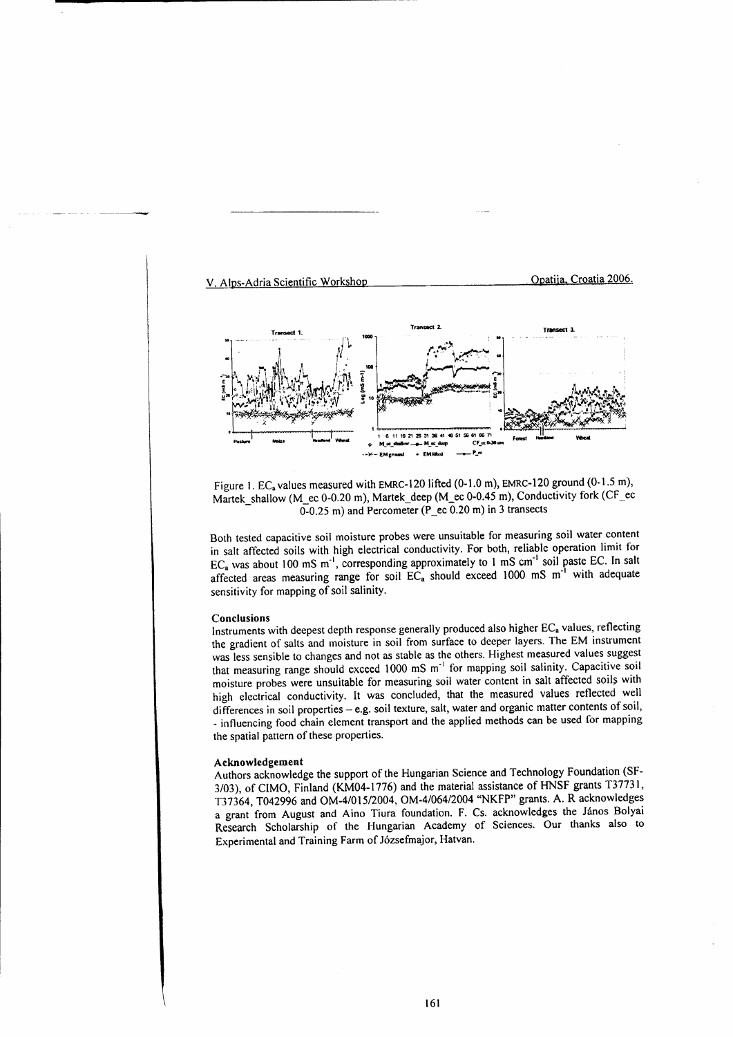Figure 1. $EC_a$ values measured with EMRC-120 lifted (0-1.0 m), EMRC-120 ground (0-1.5 m), Martek_shallow (M_ec 0-0.20 m), Martek_deep (M_ec 0-0.45 m), Conductivity fork (CF_ec 0-0.25 m) and Percometer (P_ec 0.20 m) in 3 transects

Both tested capacitive soil moisture probes were unsuitable for measuring soil water content in salt affected soils with high electrical conductivity. For both, reliable operation limit for $EC_a$ was about 100 mS $m^{-1}$, corresponding approximately to 1 mS $cm^{-1}$ soil paste EC. In salt affected areas measuring range for soil $EC_a$ should exceed 1000 mS $m^{-1}$ with adequate sensitivity for mapping of soil salinity.

#### Conclusions

Instruments with deepest depth response generally produced also higher $EC_a$ values, reflecting the gradient of salts and moisture in soil from surface to deeper layers. The EM instrument was less sensible to changes and not as stable as the others. Highest measured values suggest that measuring range should exceed 1000 mS $m^{-1}$ for mapping soil salinity. Capacitive soil moisture probes were unsuitable for measuring soil water content in salt affected soils with high electrical conductivity. It was concluded, that the measured values reflected well differences in soil properties – e.g. soil texture, salt, water and organic matter contents of soil, - influencing food chain element transport and the applied methods can be used for mapping the spatial pattern of these properties.

#### Acknowledgement

Authors acknowledge the support of the Hungarian Science and Technology Foundation (SF-3/03), of CIMO, Finland (KM04-1776) and the material assistance of HNSF grants T37731, T37364, T042996 and OM-4/015/2004, OM-4/064/2004 "NKFP" grants. A. R acknowledges a grant from August and Aino Tiura foundation. F. Cs. acknowledges the János Bolyai Research Scholarship of the Hungarian Academy of Sciences. Our thanks also to Experimental and Training Farm of Józsefmajor, Hatvan.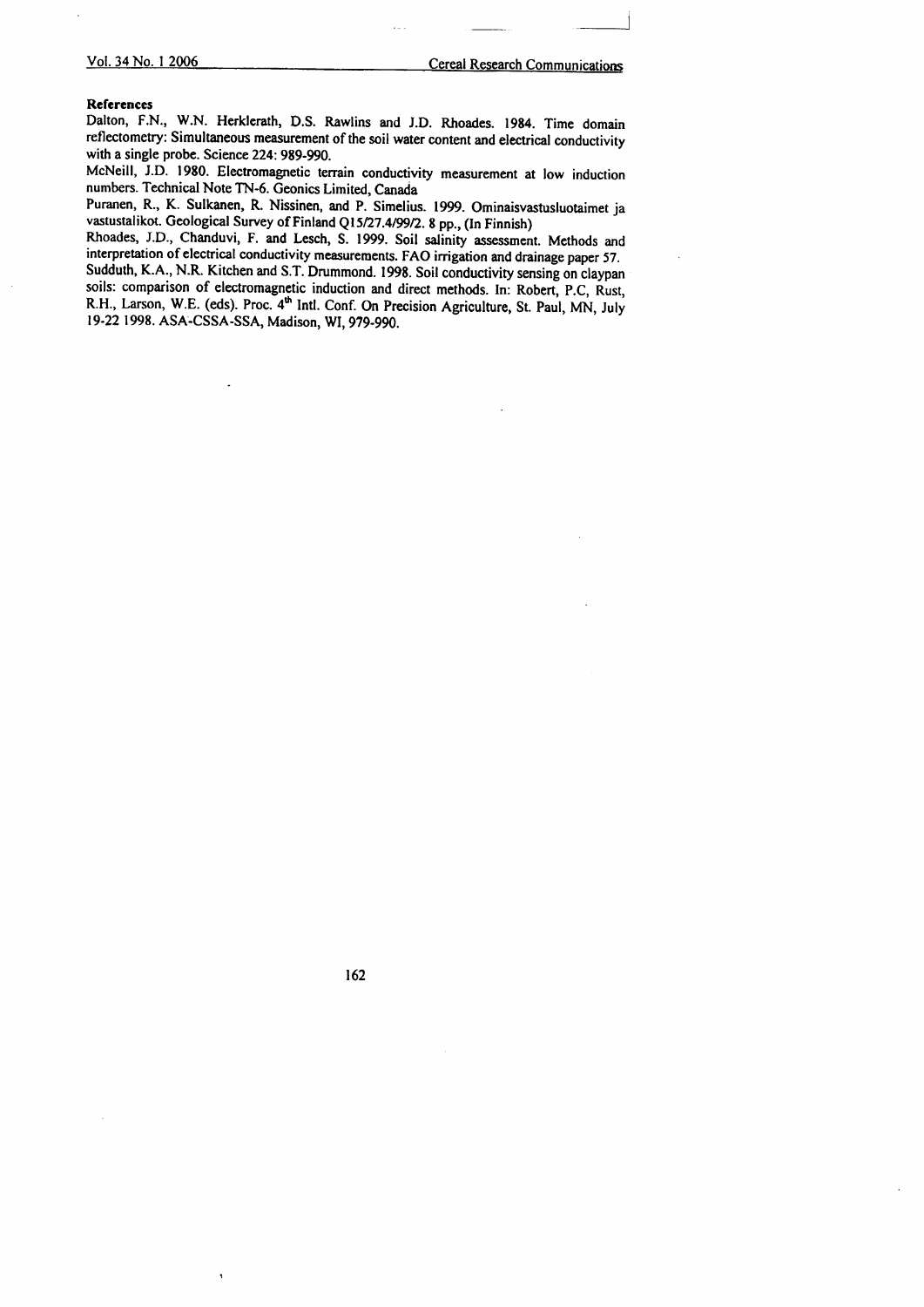**References**

Dalton, F.N., W.N. Herklerath, D.S. Rawlins and J.D. Rhoades. 1984. Time domain reflectometry: Simultaneous measurement of the soil water content and electrical conductivity with a single probe. Science 224: 989-990.

McNeill, J.D. 1980. Electromagnetic terrain conductivity measurement at low induction numbers. Technical Note TN-6. Geonics Limited, Canada

Puranen, R., K. Sulkanen, R. Nissinen, and P. Simelius. 1999. Ominaisvastusluotaimet ja vastustalikot. Geological Survey of Finland Q15/27.4/99/2. 8 pp., (In Finnish)

Rhoades, J.D., Chanduvi, F. and Lesch, S. 1999. Soil salinity assessment. Methods and interpretation of electrical conductivity measurements. FAO irrigation and drainage paper 57.

Sudduth, K.A., N.R. Kitchen and S.T. Drummond. 1998. Soil conductivity sensing on claypan soils: comparison of electromagnetic induction and direct methods. In: Robert, P.C, Rust, R.H., Larson, W.E. (eds). Proc. 4th Intl. Conf. On Precision Agriculture, St. Paul, MN, July 19-22 1998. ASA-CSSA-SSA, Madison, WI, 979-990.